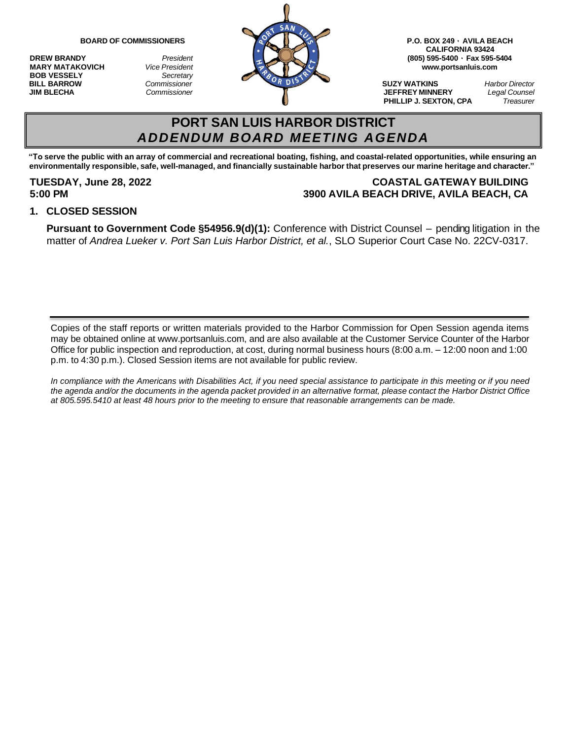**BOARD OF COMMISSIONERS**

**DREW BRANDY** *President*
**MARY MATAKOVICH** *Vice President*
**BOB VESSELY** *Secretary*
**BILL BARROW** *Commissioner*
**JIM BLECHA** *Commissioner*

**P.O. BOX 249 · AVILA BEACH**
**CALIFORNIA 93424**
**(805) 595-5400 · Fax 595-5404**
**www.portsanluis.com**

**SUZY WATKINS** *Harbor Director*
**JEFFREY MINNERY** *Legal Counsel*
**PHILLIP J. SEXTON, CPA** *Treasurer*

# PORT SAN LUIS HARBOR DISTRICT
## *ADDENDUM BOARD MEETING AGENDA*

**"To serve the public with an array of commercial and recreational boating, fishing, and coastal-related opportunities, while ensuring an environmentally responsible, safe, well-managed, and financially sustainable harbor that preserves our marine heritage and character."**

**TUESDAY, June 28, 2022**
**5:00 PM**

**COASTAL GATEWAY BUILDING**
**3900 AVILA BEACH DRIVE, AVILA BEACH, CA**

### 1. CLOSED SESSION

**Pursuant to Government Code §54956.9(d)(1):** Conference with District Counsel – pending litigation in the matter of *Andrea Lueker v. Port San Luis Harbor District, et al.*, SLO Superior Court Case No. 22CV-0317.

---

Copies of the staff reports or written materials provided to the Harbor Commission for Open Session agenda items may be obtained online at www.portsanluis.com, and are also available at the Customer Service Counter of the Harbor Office for public inspection and reproduction, at cost, during normal business hours (8:00 a.m. – 12:00 noon and 1:00 p.m. to 4:30 p.m.). Closed Session items are not available for public review.

*In compliance with the Americans with Disabilities Act, if you need special assistance to participate in this meeting or if you need the agenda and/or the documents in the agenda packet provided in an alternative format, please contact the Harbor District Office at 805.595.5410 at least 48 hours prior to the meeting to ensure that reasonable arrangements can be made.*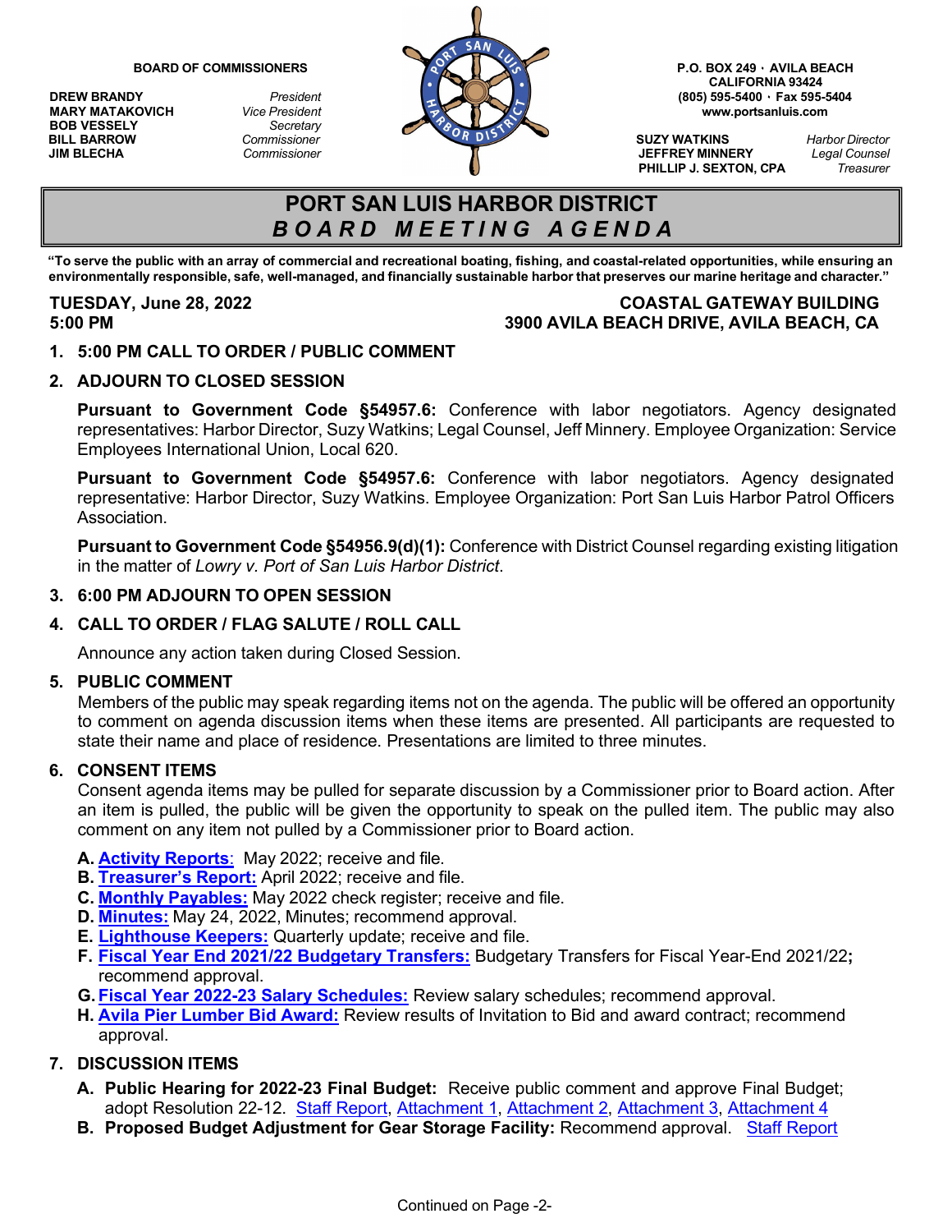BOARD OF COMMISSIONERS

| | |
|---|---|
| **DREW BRANDY** | *President* |
| **MARY MATAKOVICH** | *Vice President* |
| **BOB VESSELY** | *Secretary* |
| **BILL BARROW** | *Commissioner* |
| **JIM BLECHA** | *Commissioner* |

**P.O. BOX 249 · AVILA BEACH**
**CALIFORNIA 93424**
**(805) 595-5400 · Fax 595-5404**
**www.portsanluis.com**

| | |
|---|---|
| **SUZY WATKINS** | *Harbor Director* |
| **JEFFREY MINNERY** | *Legal Counsel* |
| **PHILLIP J. SEXTON, CPA** | *Treasurer* |

# PORT SAN LUIS HARBOR DISTRICT
## *BOARD MEETING AGENDA*

**"To serve the public with an array of commercial and recreational boating, fishing, and coastal-related opportunities, while ensuring an environmentally responsible, safe, well-managed, and financially sustainable harbor that preserves our marine heritage and character."**

**TUESDAY, June 28, 2022**
**5:00 PM**

**COASTAL GATEWAY BUILDING**
**3900 AVILA BEACH DRIVE, AVILA BEACH, CA**

**1. 5:00 PM CALL TO ORDER / PUBLIC COMMENT**

**2. ADJOURN TO CLOSED SESSION**

**Pursuant to Government Code §54957.6:** Conference with labor negotiators. Agency designated representatives: Harbor Director, Suzy Watkins; Legal Counsel, Jeff Minnery. Employee Organization: Service Employees International Union, Local 620.

**Pursuant to Government Code §54957.6:** Conference with labor negotiators. Agency designated representative: Harbor Director, Suzy Watkins. Employee Organization: Port San Luis Harbor Patrol Officers Association.

**Pursuant to Government Code §54956.9(d)(1):** Conference with District Counsel regarding existing litigation in the matter of *Lowry v. Port of San Luis Harbor District*.

**3. 6:00 PM ADJOURN TO OPEN SESSION**

**4. CALL TO ORDER / FLAG SALUTE / ROLL CALL**

Announce any action taken during Closed Session.

**5. PUBLIC COMMENT**

Members of the public may speak regarding items not on the agenda. The public will be offered an opportunity to comment on agenda discussion items when these items are presented. All participants are requested to state their name and place of residence. Presentations are limited to three minutes.

**6. CONSENT ITEMS**

Consent agenda items may be pulled for separate discussion by a Commissioner prior to Board action. After an item is pulled, the public will be given the opportunity to speak on the pulled item. The public may also comment on any item not pulled by a Commissioner prior to Board action.

**A. Activity Reports:** May 2022; receive and file.
**B. Treasurer's Report:** April 2022; receive and file.
**C. Monthly Payables:** May 2022 check register; receive and file.
**D. Minutes:** May 24, 2022, Minutes; recommend approval.
**E. Lighthouse Keepers:** Quarterly update; receive and file.
**F. Fiscal Year End 2021/22 Budgetary Transfers:** Budgetary Transfers for Fiscal Year-End 2021/22**;** recommend approval.
**G. Fiscal Year 2022-23 Salary Schedules:** Review salary schedules; recommend approval.
**H. Avila Pier Lumber Bid Award:** Review results of Invitation to Bid and award contract; recommend approval.

**7. DISCUSSION ITEMS**

**A. Public Hearing for 2022-23 Final Budget:** Receive public comment and approve Final Budget; adopt Resolution 22-12. Staff Report, Attachment 1, Attachment 2, Attachment 3, Attachment 4
**B. Proposed Budget Adjustment for Gear Storage Facility:** Recommend approval. Staff Report

Continued on Page -2-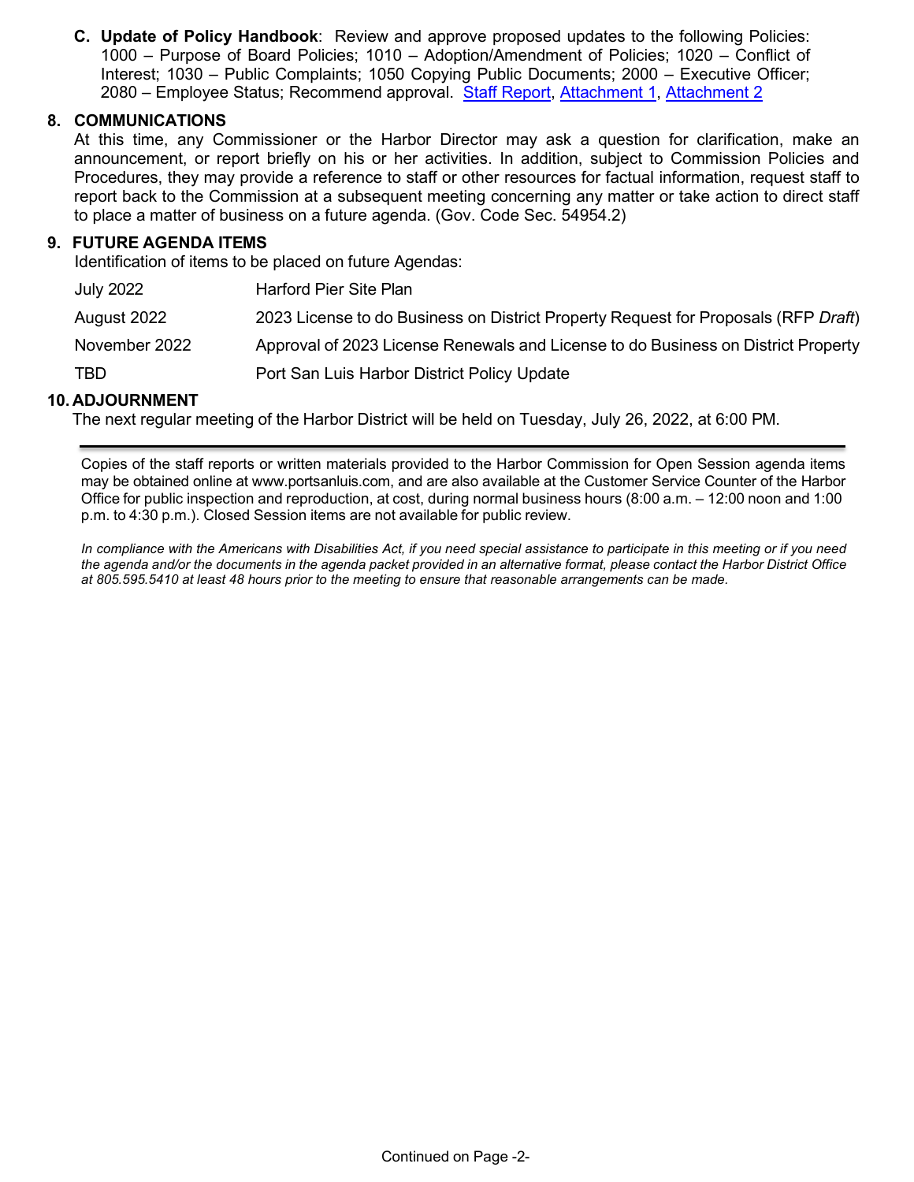**C. Update of Policy Handbook**: Review and approve proposed updates to the following Policies: 1000 – Purpose of Board Policies; 1010 – Adoption/Amendment of Policies; 1020 – Conflict of Interest; 1030 – Public Complaints; 1050 Copying Public Documents; 2000 – Executive Officer; 2080 – Employee Status; Recommend approval. Staff Report, Attachment 1, Attachment 2

## 8. COMMUNICATIONS

At this time, any Commissioner or the Harbor Director may ask a question for clarification, make an announcement, or report briefly on his or her activities. In addition, subject to Commission Policies and Procedures, they may provide a reference to staff or other resources for factual information, request staff to report back to the Commission at a subsequent meeting concerning any matter or take action to direct staff to place a matter of business on a future agenda. (Gov. Code Sec. 54954.2)

## 9. FUTURE AGENDA ITEMS

Identification of items to be placed on future Agendas:

| | |
|---|---|
| July 2022 | Harford Pier Site Plan |
| August 2022 | 2023 License to do Business on District Property Request for Proposals (RFP *Draft*) |
| November 2022 | Approval of 2023 License Renewals and License to do Business on District Property |
| TBD | Port San Luis Harbor District Policy Update |

## 10. ADJOURNMENT

The next regular meeting of the Harbor District will be held on Tuesday, July 26, 2022, at 6:00 PM.

---

Copies of the staff reports or written materials provided to the Harbor Commission for Open Session agenda items may be obtained online at www.portsanluis.com, and are also available at the Customer Service Counter of the Harbor Office for public inspection and reproduction, at cost, during normal business hours (8:00 a.m. – 12:00 noon and 1:00 p.m. to 4:30 p.m.). Closed Session items are not available for public review.

*In compliance with the Americans with Disabilities Act, if you need special assistance to participate in this meeting or if you need the agenda and/or the documents in the agenda packet provided in an alternative format, please contact the Harbor District Office at 805.595.5410 at least 48 hours prior to the meeting to ensure that reasonable arrangements can be made.*

Continued on Page -2-